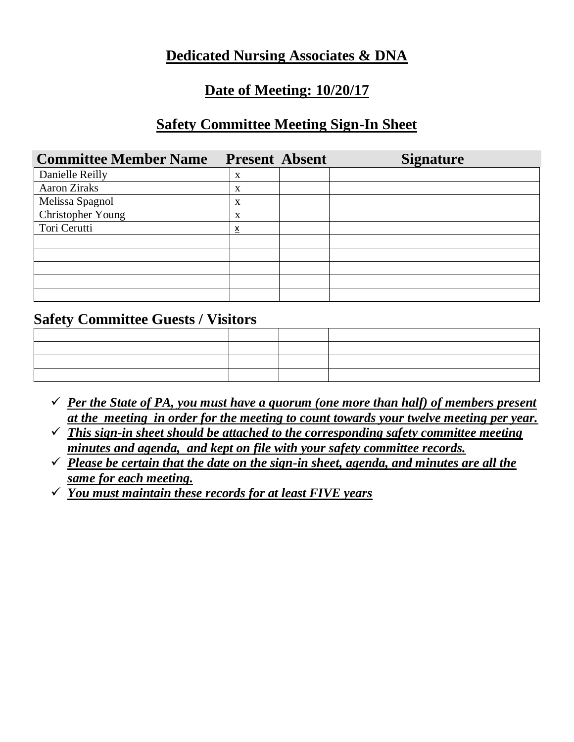# Dedicated Nursing Associates & DNA

## Date of Meeting: 10/20/17

## Safety Committee Meeting Sign-In Sheet

| Committee Member Name | Present | Absent | Signature |
|---|---|---|---|
| Danielle Reilly | x | | |
| Aaron Ziraks | x | | |
| Melissa Spagnol | x | | |
| Christopher Young | x | | |
| Tori Cerutti | x | | |
| | | | |
| | | | |
| | | | |
| | | | |
| | | | |

### Safety Committee Guests / Visitors

| | | | |
|---|---|---|---|
| | | | |
| | | | |
| | | | |
| | | | |

- ✓ ***Per the State of PA, you must have a quorum (one more than half) of members present at the meeting in order for the meeting to count towards your twelve meeting per year.***
- ✓ ***This sign-in sheet should be attached to the corresponding safety committee meeting minutes and agenda, and kept on file with your safety committee records.***
- ✓ ***Please be certain that the date on the sign-in sheet, agenda, and minutes are all the same for each meeting.***
- ✓ ***You must maintain these records for at least FIVE years***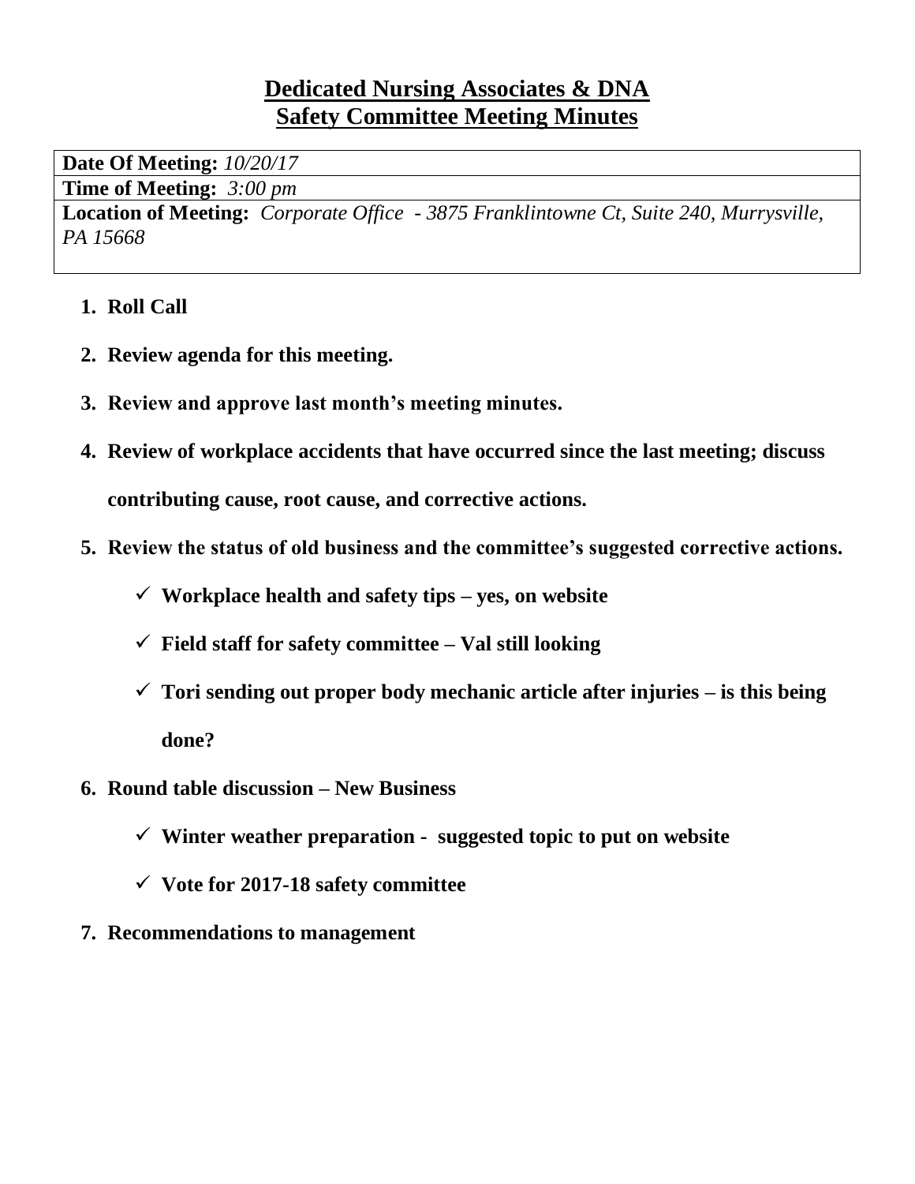# Dedicated Nursing Associates & DNA
# Safety Committee Meeting Minutes

| **Date Of Meeting:** *10/20/17* |
|---|
| **Time of Meeting:** *3:00 pm* |
| **Location of Meeting:** *Corporate Office - 3875 Franklintowne Ct, Suite 240, Murrysville, PA 15668* |

1. **Roll Call**
2. **Review agenda for this meeting.**
3. **Review and approve last month's meeting minutes.**
4. **Review of workplace accidents that have occurred since the last meeting; discuss contributing cause, root cause, and corrective actions.**
5. **Review the status of old business and the committee's suggested corrective actions.**
   - ✓ **Workplace health and safety tips – yes, on website**
   - ✓ **Field staff for safety committee – Val still looking**
   - ✓ **Tori sending out proper body mechanic article after injuries – is this being done?**
6. **Round table discussion – New Business**
   - ✓ **Winter weather preparation - suggested topic to put on website**
   - ✓ **Vote for 2017-18 safety committee**
7. **Recommendations to management**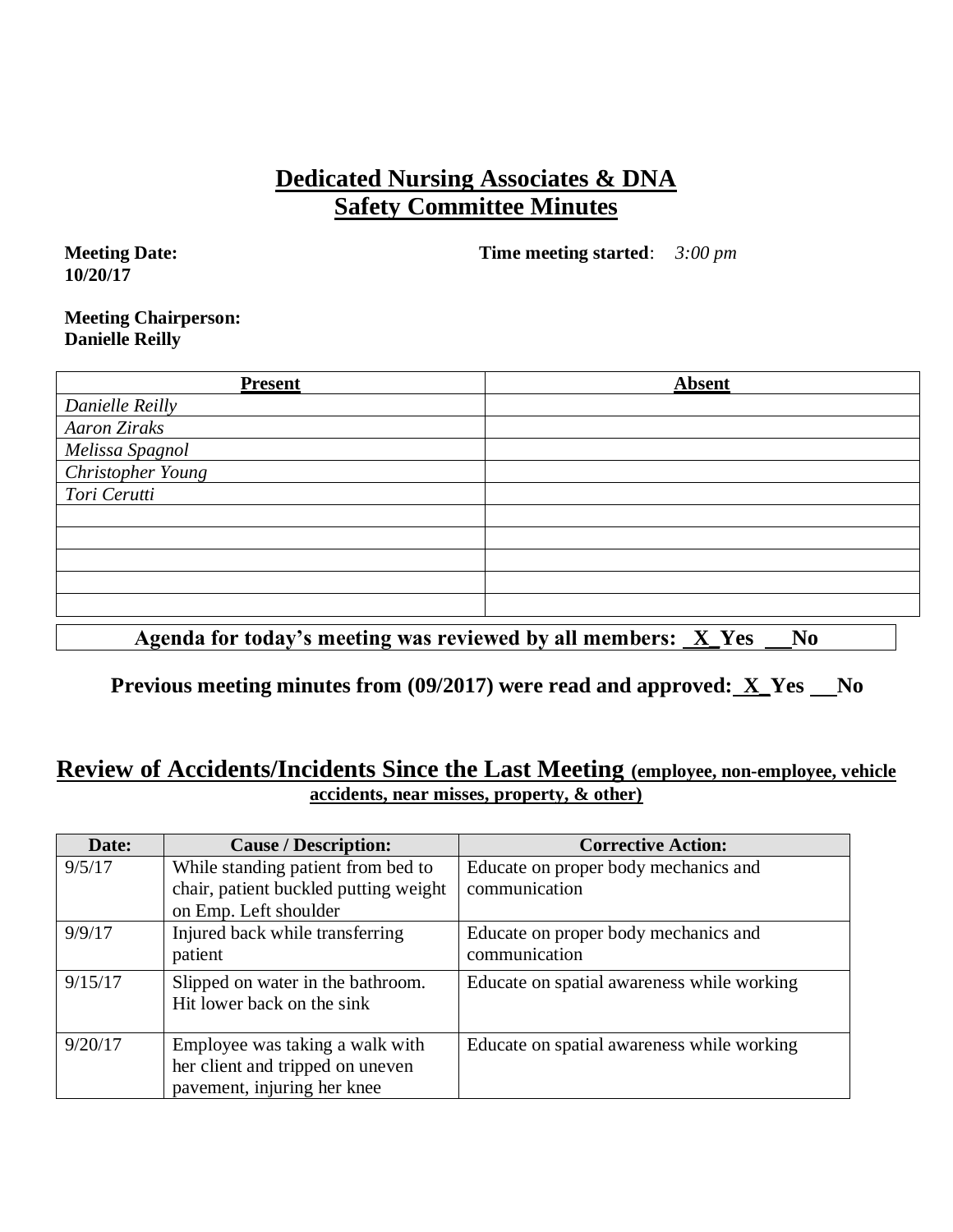# Dedicated Nursing Associates & DNA
# Safety Committee Minutes

**Meeting Date:** **10/20/17** **Time meeting started**: *3:00 pm*

**Meeting Chairperson:** **Danielle Reilly**

| Present | Absent |
|---|---|
| *Danielle Reilly* | |
| *Aaron Ziraks* | |
| *Melissa Spagnol* | |
| *Christopher Young* | |
| *Tori Cerutti* | |
| | |
| | |
| | |
| | |
| | |

**Agenda for today's meeting was reviewed by all members: _X_Yes __No**

**Previous meeting minutes from (09/2017) were read and approved: _X_Yes __No**

## Review of Accidents/Incidents Since the Last Meeting (employee, non-employee, vehicle accidents, near misses, property, & other)

| Date: | Cause / Description: | Corrective Action: |
|---|---|---|
| 9/5/17 | While standing patient from bed to chair, patient buckled putting weight on Emp. Left shoulder | Educate on proper body mechanics and communication |
| 9/9/17 | Injured back while transferring patient | Educate on proper body mechanics and communication |
| 9/15/17 | Slipped on water in the bathroom. Hit lower back on the sink | Educate on spatial awareness while working |
| 9/20/17 | Employee was taking a walk with her client and tripped on uneven pavement, injuring her knee | Educate on spatial awareness while working |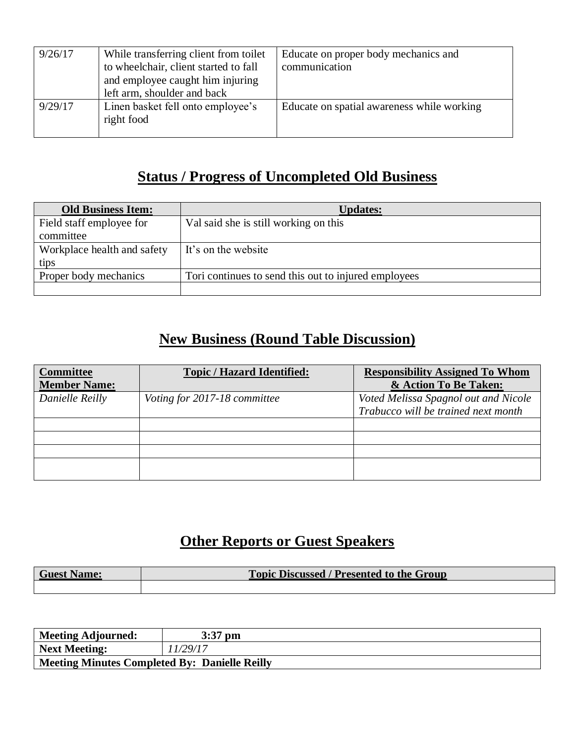| | | |
|---|---|---|
| 9/26/17 | While transferring client from toilet to wheelchair, client started to fall and employee caught him injuring left arm, shoulder and back | Educate on proper body mechanics and communication |
| 9/29/17 | Linen basket fell onto employee's right food | Educate on spatial awareness while working |

## Status / Progress of Uncompleted Old Business

| Old Business Item: | Updates: |
|---|---|
| Field staff employee for committee | Val said she is still working on this |
| Workplace health and safety tips | It's on the website |
| Proper body mechanics | Tori continues to send this out to injured employees |
| | |

## New Business (Round Table Discussion)

| Committee Member Name: | Topic / Hazard Identified: | Responsibility Assigned To Whom & Action To Be Taken: |
|---|---|---|
| *Danielle Reilly* | *Voting for 2017-18 committee* | *Voted Melissa Spagnol out and Nicole Trabucco will be trained next month* |
| | | |
| | | |
| | | |
| | | |

## Other Reports or Guest Speakers

| Guest Name: | Topic Discussed / Presented to the Group |
|---|---|
| | |

| | |
|---|---|
| **Meeting Adjourned:** | **3:37 pm** |
| **Next Meeting:** | *11/29/17* |
| **Meeting Minutes Completed By: Danielle Reilly** | |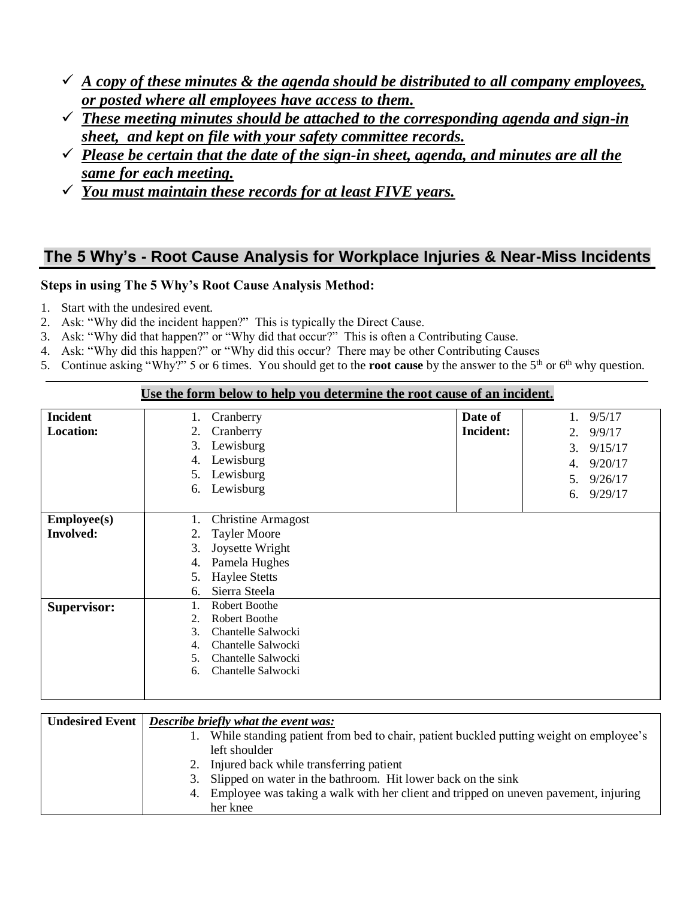- ✓ ***A copy of these minutes & the agenda should be distributed to all company employees, or posted where all employees have access to them.***
- ✓ ***These meeting minutes should be attached to the corresponding agenda and sign-in sheet, and kept on file with your safety committee records.***
- ✓ ***Please be certain that the date of the sign-in sheet, agenda, and minutes are all the same for each meeting.***
- ✓ ***You must maintain these records for at least FIVE years.***

## The 5 Why's - Root Cause Analysis for Workplace Injuries & Near-Miss Incidents

**Steps in using The 5 Why's Root Cause Analysis Method:**

1. Start with the undesired event.
2. Ask: "Why did the incident happen?" This is typically the Direct Cause.
3. Ask: "Why did that happen?" or "Why did that occur?" This is often a Contributing Cause.
4. Ask: "Why did this happen?" or "Why did this occur? There may be other Contributing Causes
5. Continue asking "Why?" 5 or 6 times. You should get to the **root cause** by the answer to the 5th or 6th why question.

---

**Use the form below to help you determine the root cause of an incident.**

| **Incident Location:** | 1. Cranberry<br>2. Cranberry<br>3. Lewisburg<br>4. Lewisburg<br>5. Lewisburg<br>6. Lewisburg | **Date of Incident:** | 1. 9/5/17<br>2. 9/9/17<br>3. 9/15/17<br>4. 9/20/17<br>5. 9/26/17<br>6. 9/29/17 |
|---|---|---|---|
| **Employee(s) Involved:** | 1. Christine Armagost<br>2. Tayler Moore<br>3. Joysette Wright<br>4. Pamela Hughes<br>5. Haylee Stetts<br>6. Sierra Steela | | |
| **Supervisor:** | 1. Robert Boothe<br>2. Robert Boothe<br>3. Chantelle Salwocki<br>4. Chantelle Salwocki<br>5. Chantelle Salwocki<br>6. Chantelle Salwocki | | |

| **Undesired Event** | ***Describe briefly what the event was:***<br>1. While standing patient from bed to chair, patient buckled putting weight on employee's left shoulder<br>2. Injured back while transferring patient<br>3. Slipped on water in the bathroom. Hit lower back on the sink<br>4. Employee was taking a walk with her client and tripped on uneven pavement, injuring her knee |
|---|---|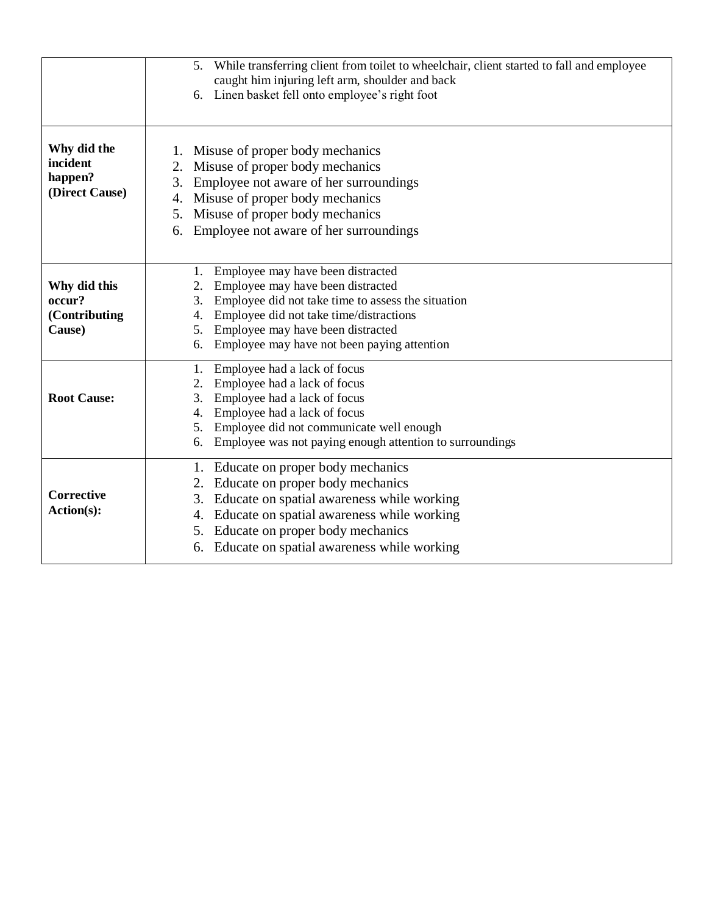| | |
|---|---|
| | 5. While transferring client from toilet to wheelchair, client started to fall and employee caught him injuring left arm, shoulder and back<br>6. Linen basket fell onto employee's right foot |
| **Why did the incident happen? (Direct Cause)** | 1. Misuse of proper body mechanics<br>2. Misuse of proper body mechanics<br>3. Employee not aware of her surroundings<br>4. Misuse of proper body mechanics<br>5. Misuse of proper body mechanics<br>6. Employee not aware of her surroundings |
| **Why did this occur? (Contributing Cause)** | 1. Employee may have been distracted<br>2. Employee may have been distracted<br>3. Employee did not take time to assess the situation<br>4. Employee did not take time/distractions<br>5. Employee may have been distracted<br>6. Employee may have not been paying attention |
| **Root Cause:** | 1. Employee had a lack of focus<br>2. Employee had a lack of focus<br>3. Employee had a lack of focus<br>4. Employee had a lack of focus<br>5. Employee did not communicate well enough<br>6. Employee was not paying enough attention to surroundings |
| **Corrective Action(s):** | 1. Educate on proper body mechanics<br>2. Educate on proper body mechanics<br>3. Educate on spatial awareness while working<br>4. Educate on spatial awareness while working<br>5. Educate on proper body mechanics<br>6. Educate on spatial awareness while working |